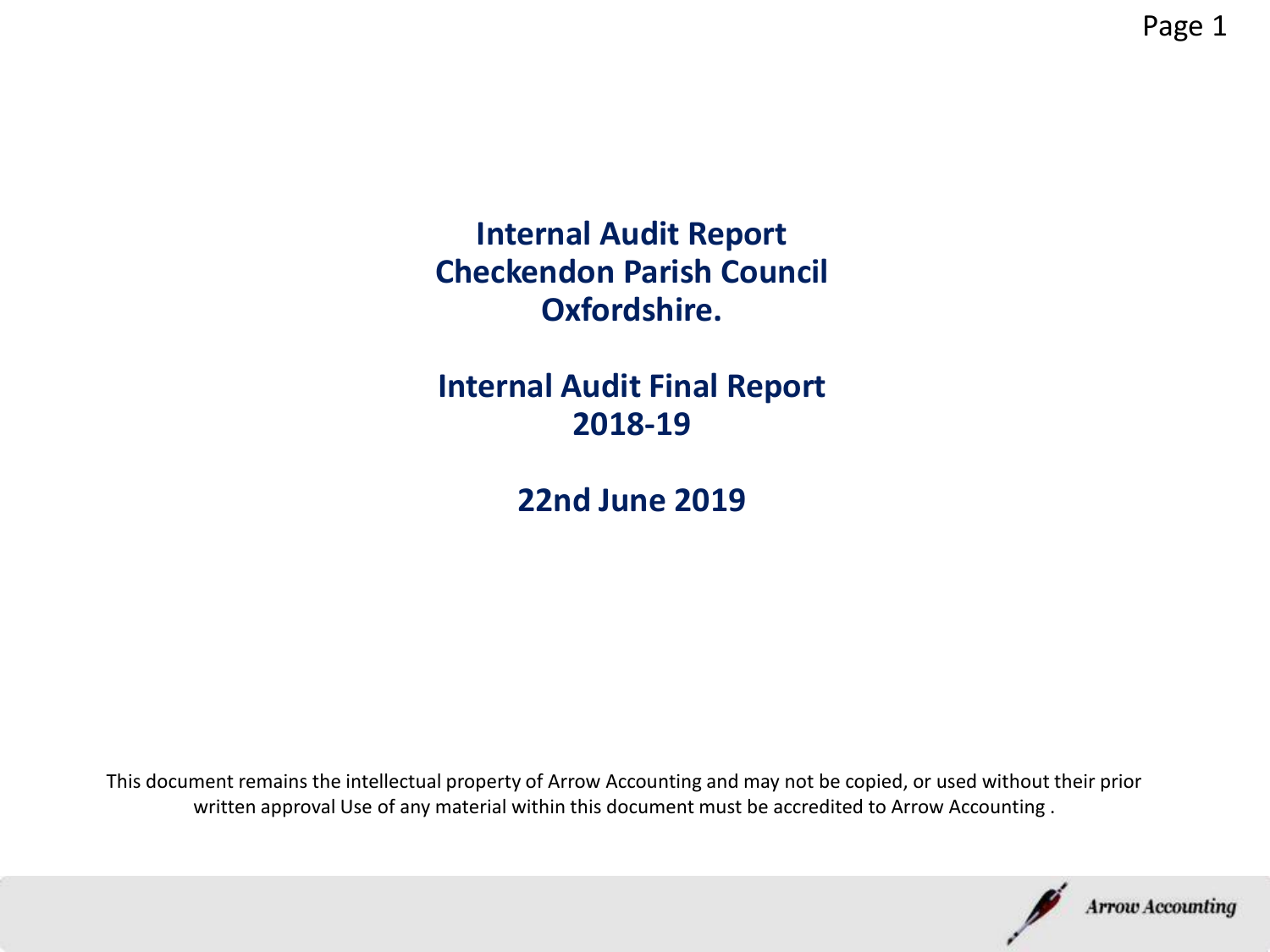# Internal Audit Report
# Checkendon Parish Council
# Oxfordshire.

## Internal Audit Final Report
## 2018-19

## 22nd June 2019

This document remains the intellectual property of Arrow Accounting and may not be copied, or used without their prior written approval Use of any material within this document must be accredited to Arrow Accounting .

Arrow Accounting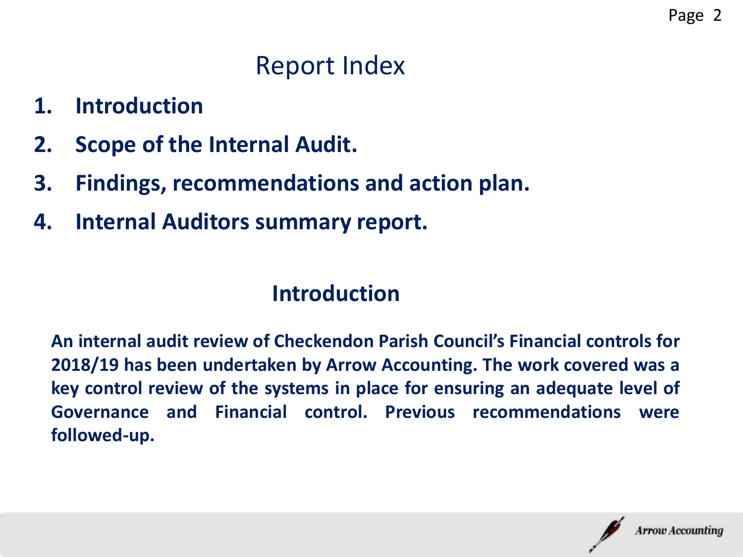# Report Index

1. **Introduction**
2. **Scope of the Internal Audit.**
3. **Findings, recommendations and action plan.**
4. **Internal Auditors summary report.**

## Introduction

**An internal audit review of Checkendon Parish Council's Financial controls for 2018/19 has been undertaken by Arrow Accounting. The work covered was a key control review of the systems in place for ensuring an adequate level of Governance and Financial control. Previous recommendations were followed-up.**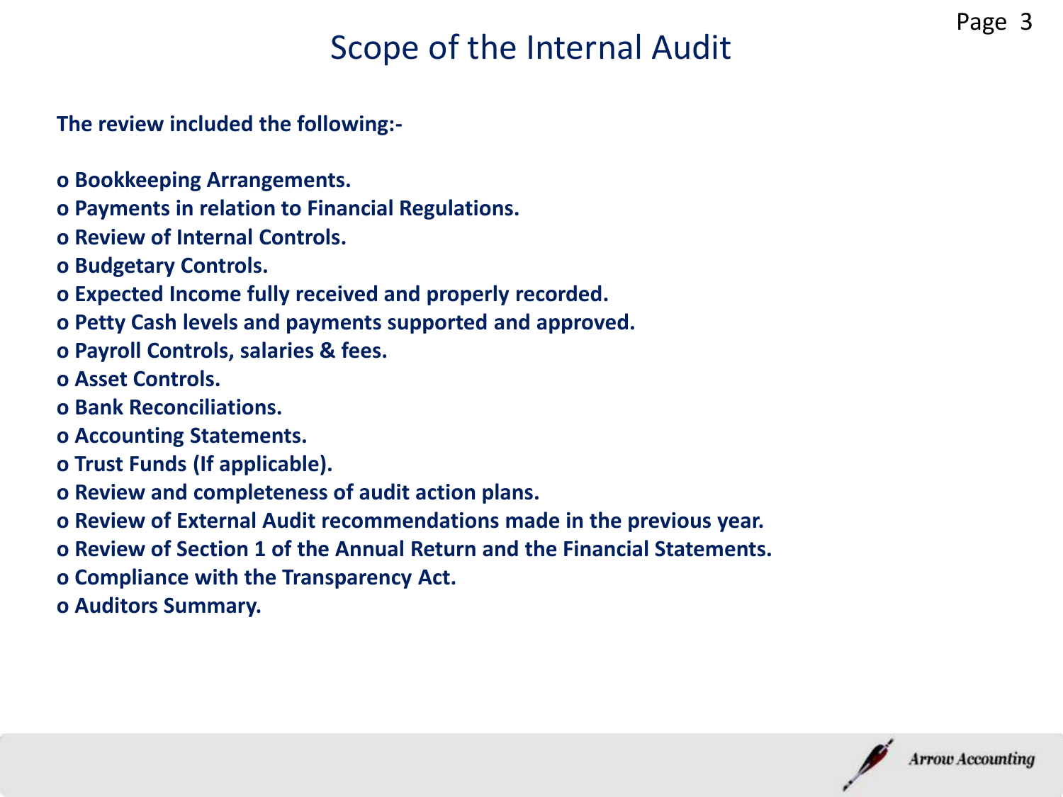# Scope of the Internal Audit

**The review included the following:-**

- **Bookkeeping Arrangements.**
- **Payments in relation to Financial Regulations.**
- **Review of Internal Controls.**
- **Budgetary Controls.**
- **Expected Income fully received and properly recorded.**
- **Petty Cash levels and payments supported and approved.**
- **Payroll Controls, salaries & fees.**
- **Asset Controls.**
- **Bank Reconciliations.**
- **Accounting Statements.**
- **Trust Funds (If applicable).**
- **Review and completeness of audit action plans.**
- **Review of External Audit recommendations made in the previous year.**
- **Review of Section 1 of the Annual Return and the Financial Statements.**
- **Compliance with the Transparency Act.**
- **Auditors Summary.**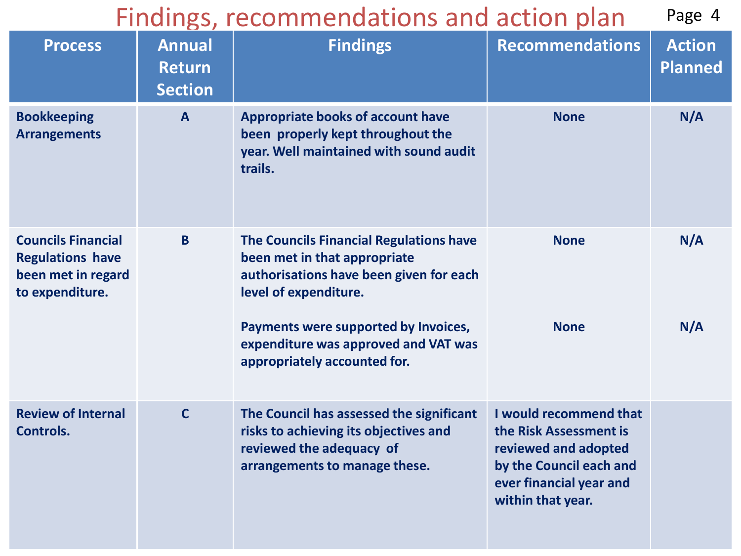# Findings, recommendations and action plan

| Process | Annual Return Section | Findings | Recommendations | Action Planned |
|---|---|---|---|---|
| **Bookkeeping Arrangements** | **A** | **Appropriate books of account have been properly kept throughout the year. Well maintained with sound audit trails.** | **None** | **N/A** |
| **Councils Financial Regulations have been met in regard to expenditure.** | **B** | **The Councils Financial Regulations have been met in that appropriate authorisations have been given for each level of expenditure.** | **None** | **N/A** |
| | | **Payments were supported by Invoices, expenditure was approved and VAT was appropriately accounted for.** | **None** | **N/A** |
| **Review of Internal Controls.** | **C** | **The Council has assessed the significant risks to achieving its objectives and reviewed the adequacy of arrangements to manage these.** | **I would recommend that the Risk Assessment is reviewed and adopted by the Council each and ever financial year and within that year.** | |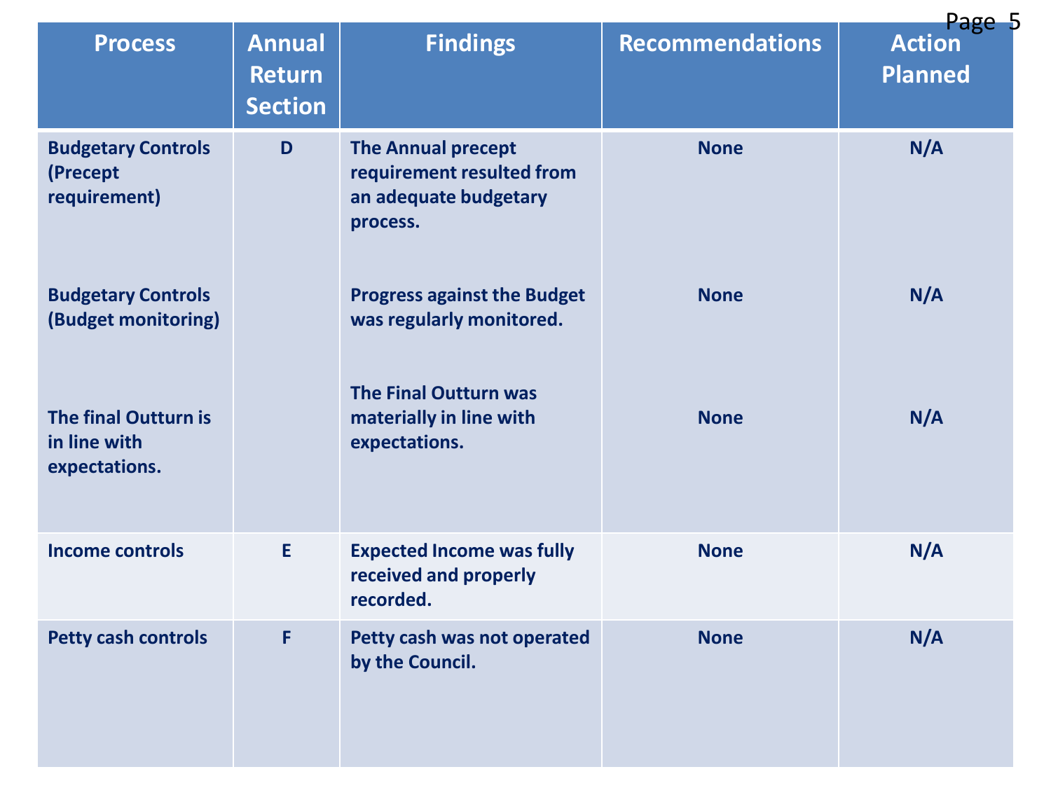| Process | Annual Return Section | Findings | Recommendations | Action Planned |
| --- | --- | --- | --- | --- |
| Budgetary Controls (Precept requirement) | D | The Annual precept requirement resulted from an adequate budgetary process. | None | N/A |
| Budgetary Controls (Budget monitoring) | | Progress against the Budget was regularly monitored. | None | N/A |
| The final Outturn is in line with expectations. | | The Final Outturn was materially in line with expectations. | None | N/A |
| Income controls | E | Expected Income was fully received and properly recorded. | None | N/A |
| Petty cash controls | F | Petty cash was not operated by the Council. | None | N/A |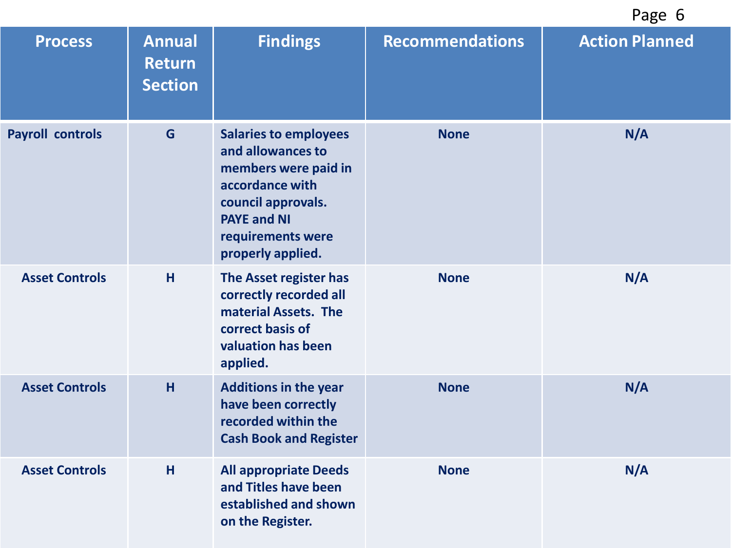| Process | Annual Return Section | Findings | Recommendations | Action Planned |
|---|---|---|---|---|
| **Payroll controls** | **G** | **Salaries to employees and allowances to members were paid in accordance with council approvals. PAYE and NI requirements were properly applied.** | **None** | **N/A** |
| **Asset Controls** | **H** | **The Asset register has correctly recorded all material Assets. The correct basis of valuation has been applied.** | **None** | **N/A** |
| **Asset Controls** | **H** | **Additions in the year have been correctly recorded within the Cash Book and Register** | **None** | **N/A** |
| **Asset Controls** | **H** | **All appropriate Deeds and Titles have been established and shown on the Register.** | **None** | **N/A** |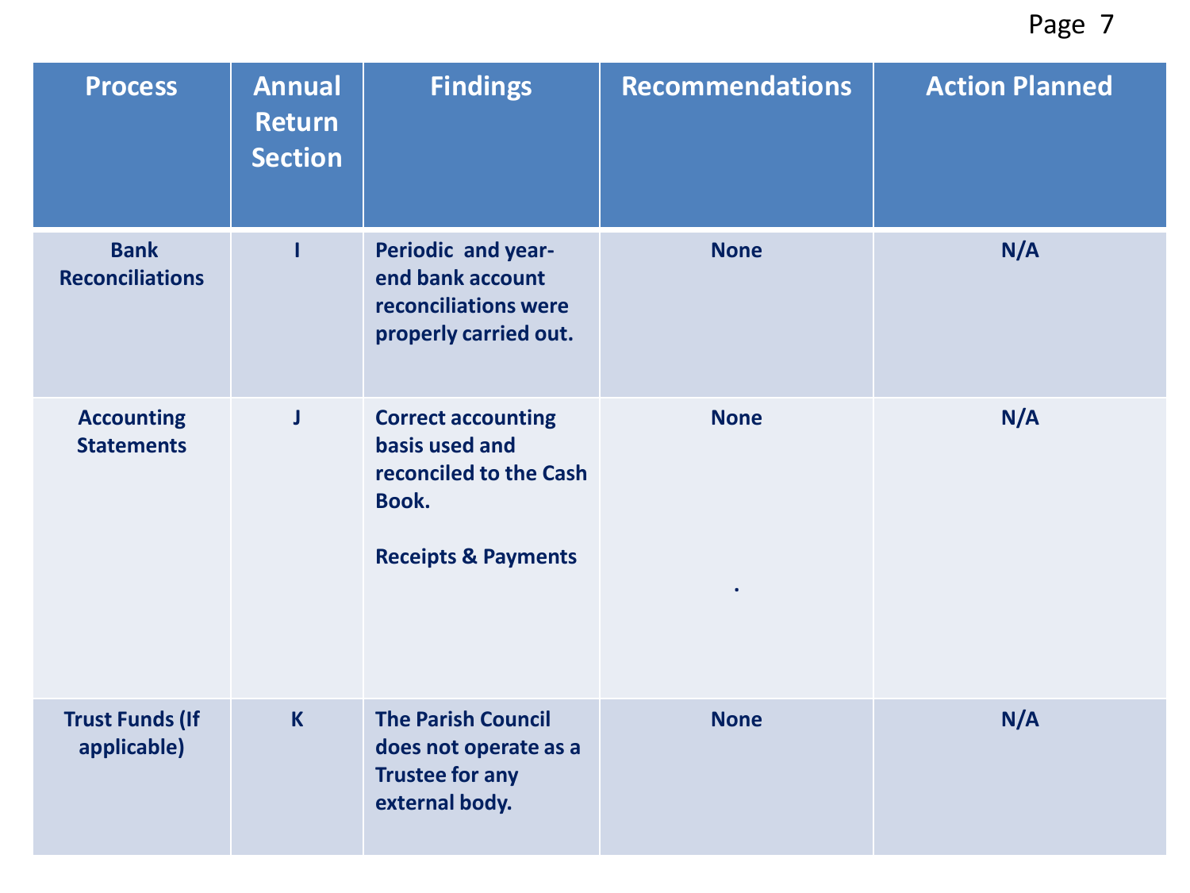| Process | Annual Return Section | Findings | Recommendations | Action Planned |
|---|---|---|---|---|
| **Bank Reconciliations** | **I** | **Periodic and year-end bank account reconciliations were properly carried out.** | **None** | **N/A** |
| **Accounting Statements** | **J** | **Correct accounting basis used and reconciled to the Cash Book.**<br><br>**Receipts & Payments** | **None**<br><br>**.** | **N/A** |
| **Trust Funds (If applicable)** | **K** | **The Parish Council does not operate as a Trustee for any external body.** | **None** | **N/A** |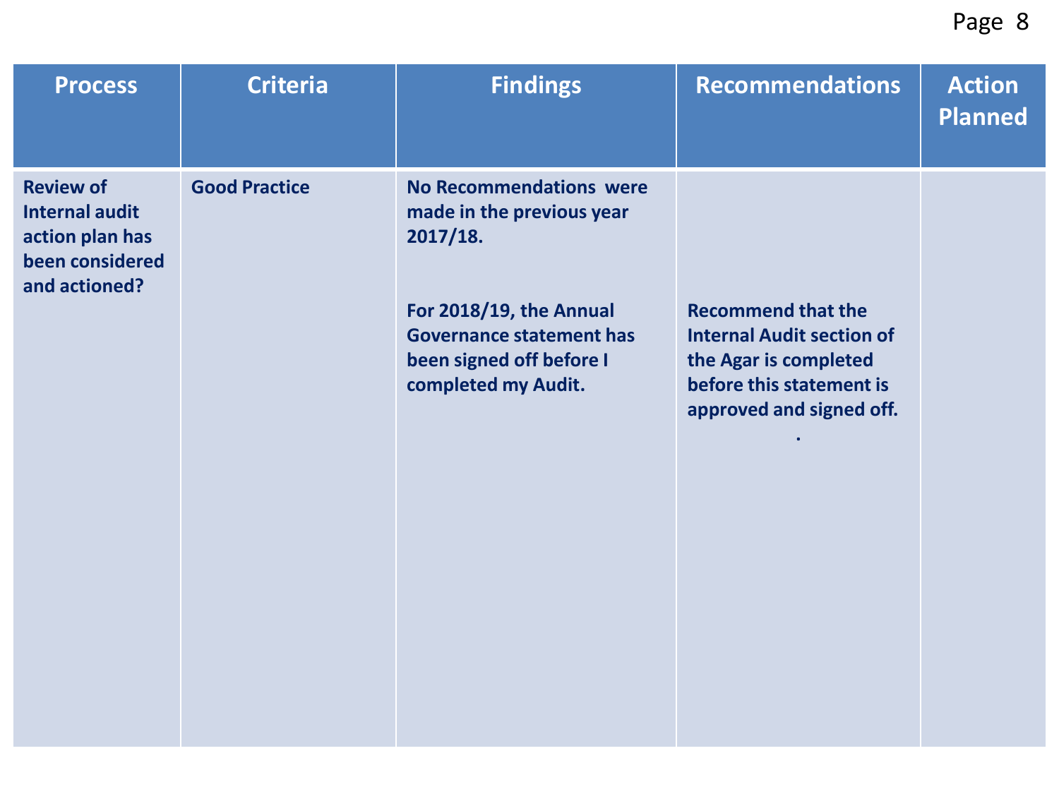| Process | Criteria | Findings | Recommendations | Action Planned |
| --- | --- | --- | --- | --- |
| **Review of Internal audit action plan has been considered and actioned?** | **Good Practice** | **No Recommendations were made in the previous year 2017/18.**<br><br>**For 2018/19, the Annual Governance statement has been signed off before I completed my Audit.** | **Recommend that the Internal Audit section of the Agar is completed before this statement is approved and signed off.**<br><br>**.** | |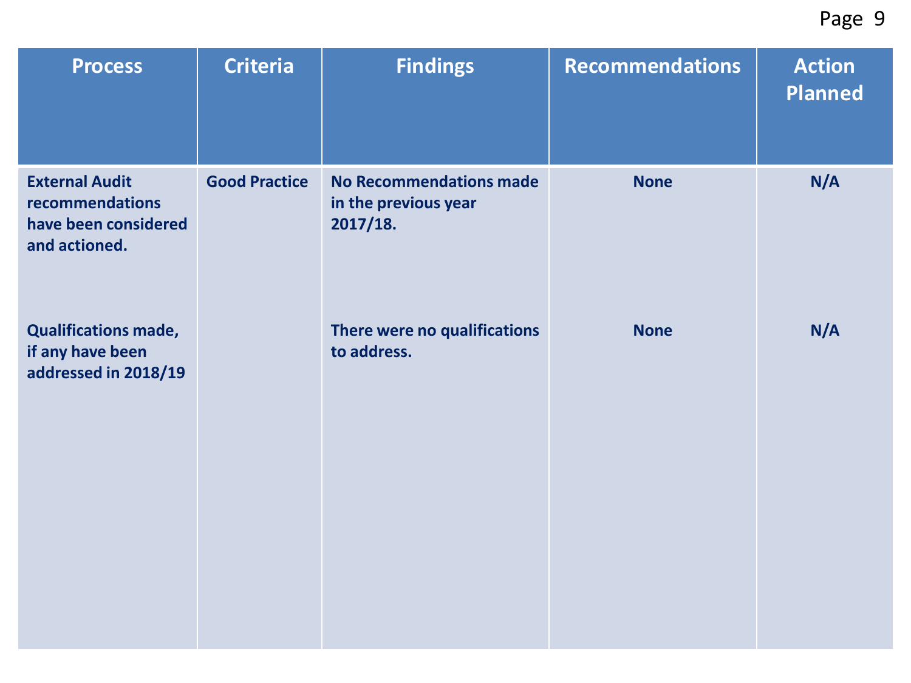| Process | Criteria | Findings | Recommendations | Action Planned |
| --- | --- | --- | --- | --- |
| **External Audit recommendations have been considered and actioned.** | **Good Practice** | **No Recommendations made in the previous year 2017/18.** | **None** | **N/A** |
| **Qualifications made, if any have been addressed in 2018/19** | | **There were no qualifications to address.** | **None** | **N/A** |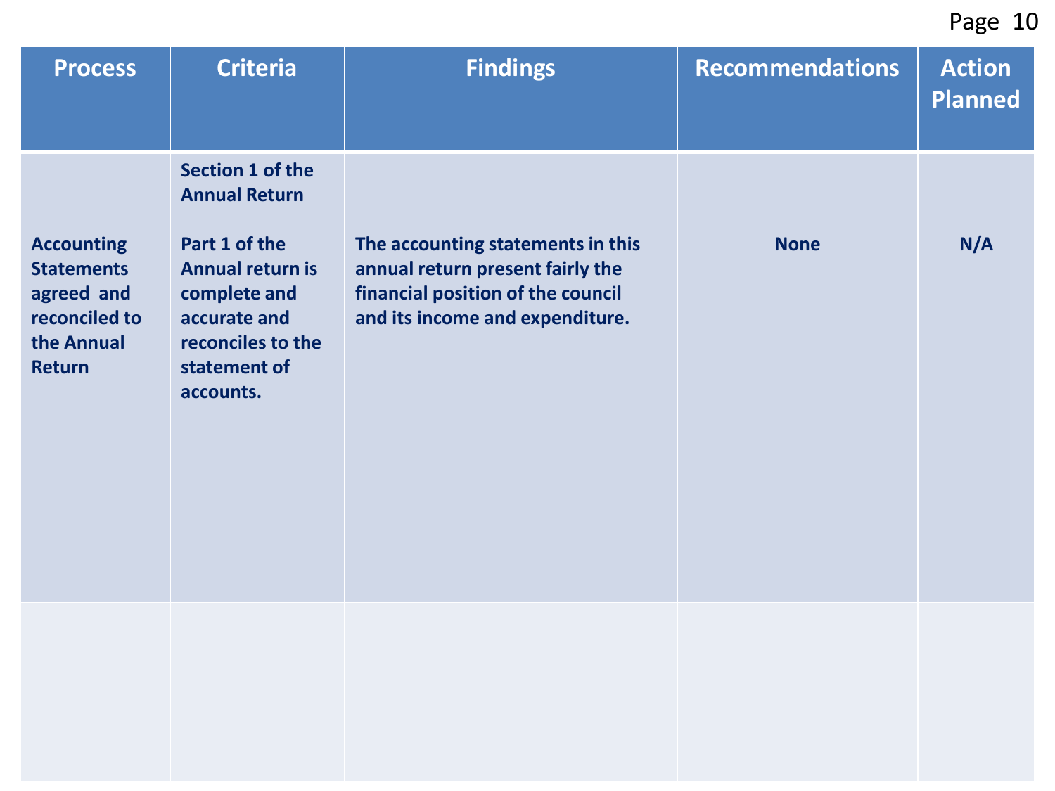| Process | Criteria | Findings | Recommendations | Action Planned |
|---|---|---|---|---|
| Accounting Statements agreed and reconciled to the Annual Return | Section 1 of the Annual Return<br><br>Part 1 of the Annual return is complete and accurate and reconciles to the statement of accounts. | The accounting statements in this annual return present fairly the financial position of the council and its income and expenditure. | None | N/A |
| | | | | |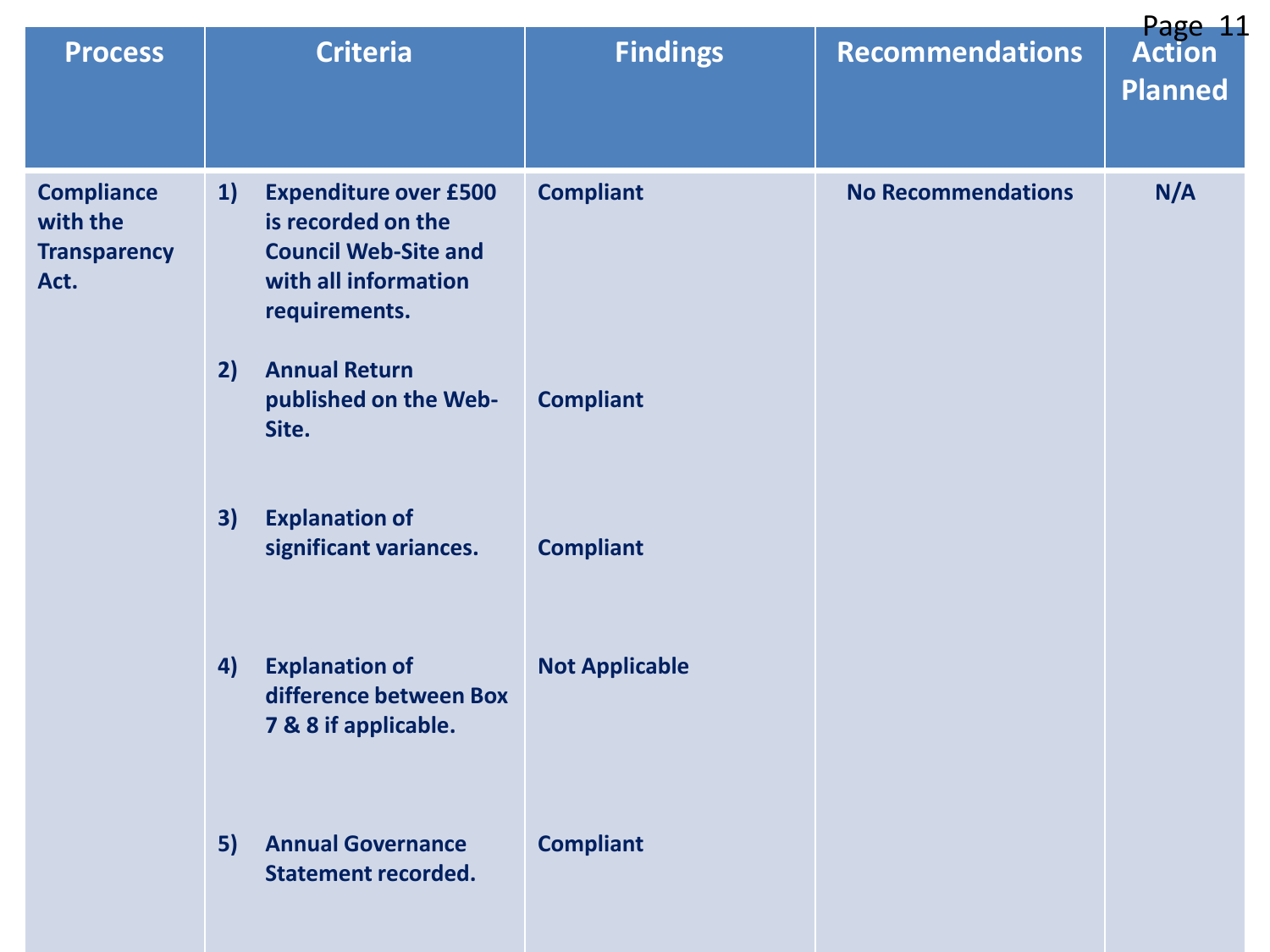| Process | Criteria | Findings | Recommendations | Action Planned |
|---|---|---|---|---|
| Compliance with the Transparency Act. | 1) Expenditure over £500 is recorded on the Council Web-Site and with all information requirements. | Compliant | No Recommendations | N/A |
| | 2) Annual Return published on the Web-Site. | Compliant | | |
| | 3) Explanation of significant variances. | Compliant | | |
| | 4) Explanation of difference between Box 7 & 8 if applicable. | Not Applicable | | |
| | 5) Annual Governance Statement recorded. | Compliant | | |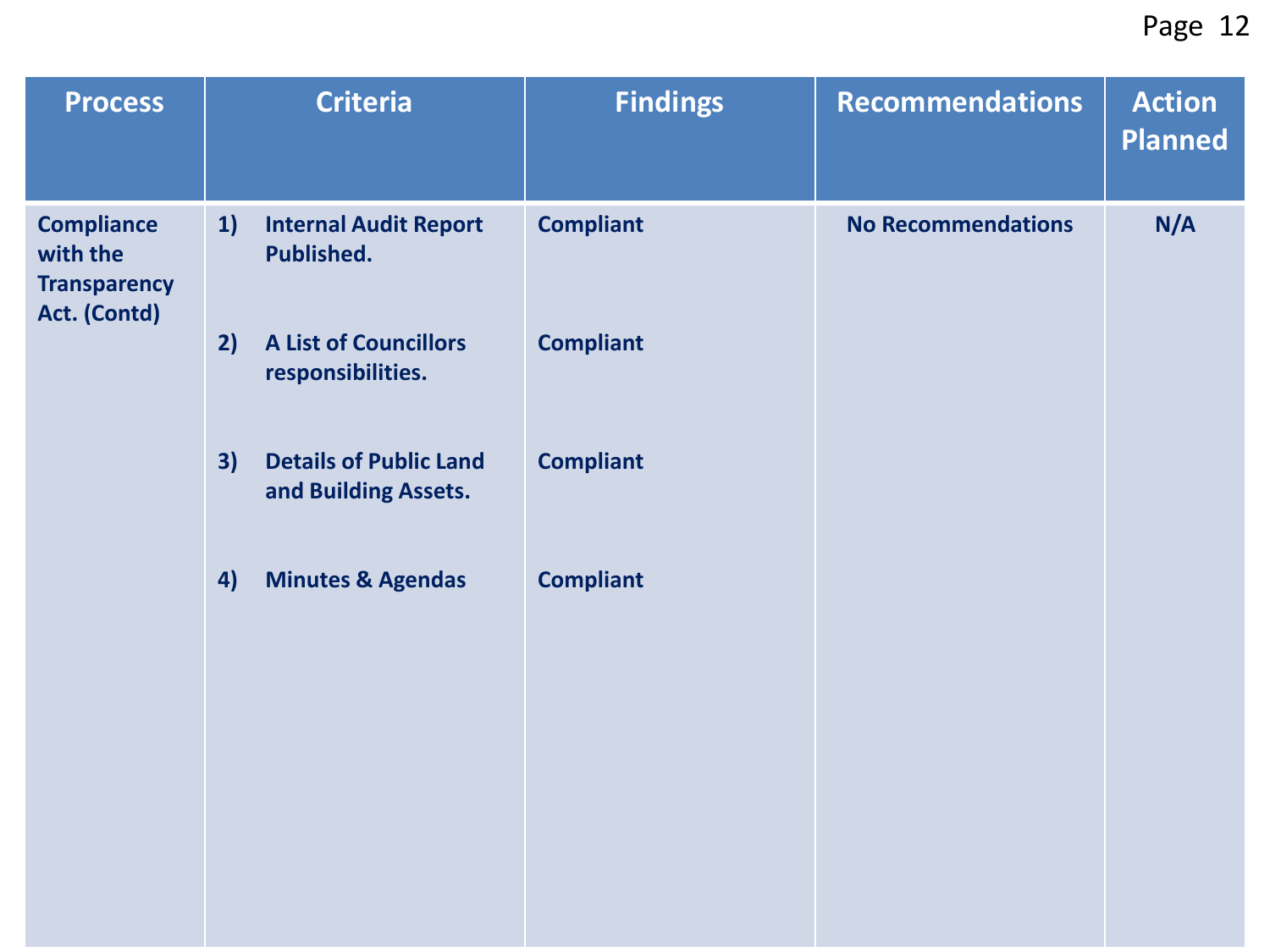| Process | Criteria | Findings | Recommendations | Action Planned |
|---|---|---|---|---|
| **Compliance with the Transparency Act. (Contd)** | **1) Internal Audit Report Published.** | **Compliant** | **No Recommendations** | **N/A** |
| | **2) A List of Councillors responsibilities.** | **Compliant** | | |
| | **3) Details of Public Land and Building Assets.** | **Compliant** | | |
| | **4) Minutes & Agendas** | **Compliant** | | |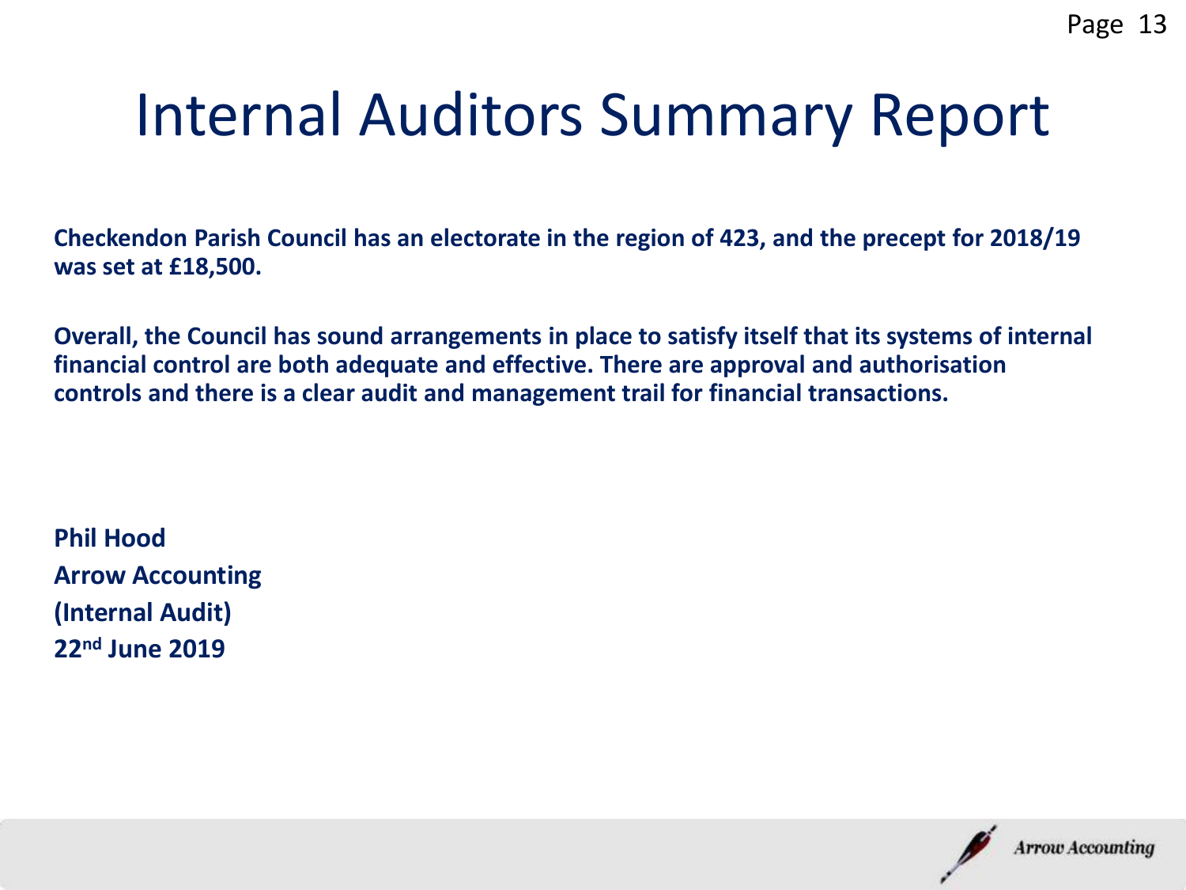# Internal Auditors Summary Report

**Checkendon Parish Council has an electorate in the region of 423, and the precept for 2018/19 was set at £18,500.**

**Overall, the Council has sound arrangements in place to satisfy itself that its systems of internal financial control are both adequate and effective. There are approval and authorisation controls and there is a clear audit and management trail for financial transactions.**

**Phil Hood**
**Arrow Accounting**
**(Internal Audit)**
**22nd June 2019**